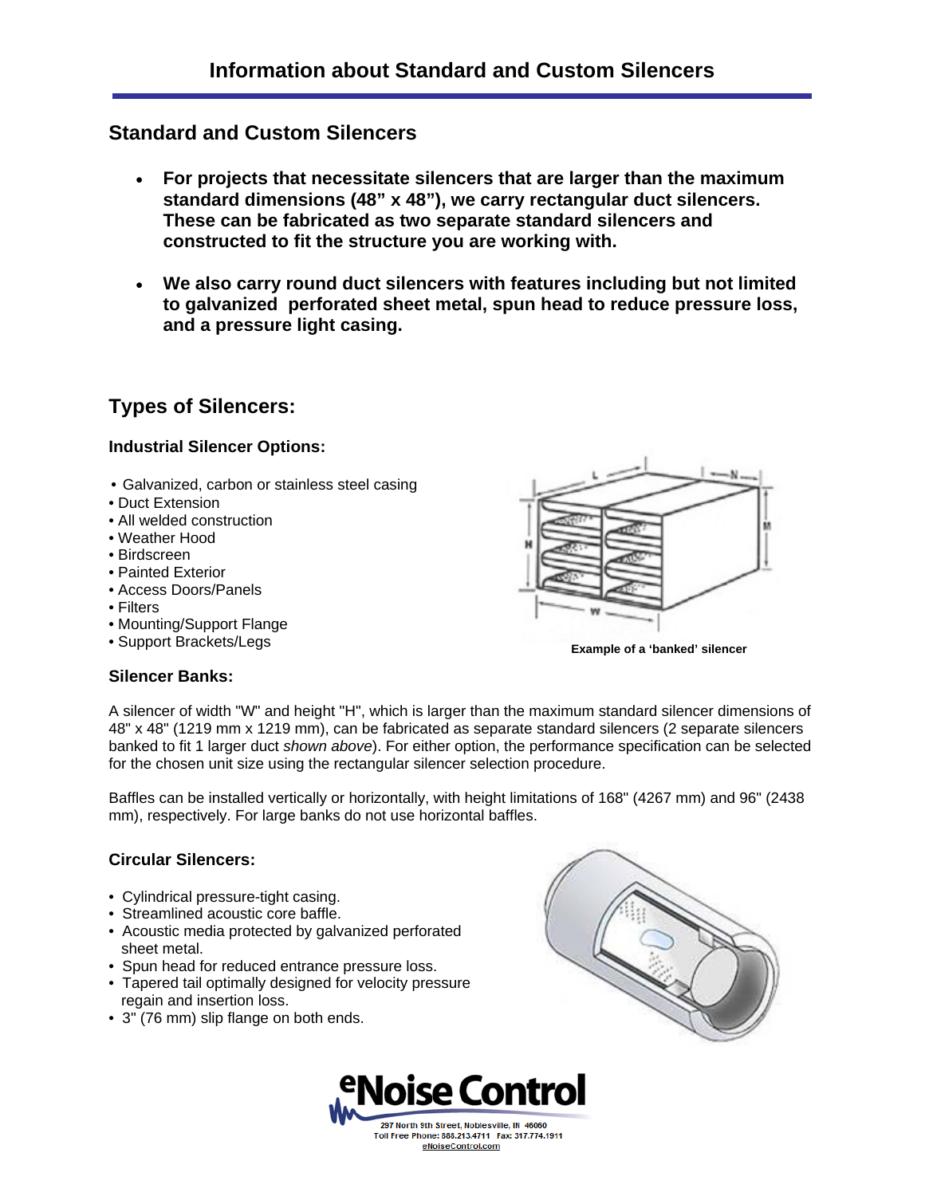# Information about Standard and Custom Silencers

## Standard and Custom Silencers

- **For projects that necessitate silencers that are larger than the maximum standard dimensions (48" x 48"), we carry rectangular duct silencers. These can be fabricated as two separate standard silencers and constructed to fit the structure you are working with.**

- **We also carry round duct silencers with features including but not limited to galvanized perforated sheet metal, spun head to reduce pressure loss, and a pressure light casing.**

## Types of Silencers:

### Industrial Silencer Options:

- Galvanized, carbon or stainless steel casing
- Duct Extension
- All welded construction
- Weather Hood
- Birdscreen
- Painted Exterior
- Access Doors/Panels
- Filters
- Mounting/Support Flange
- Support Brackets/Legs

**Example of a 'banked' silencer**

### Silencer Banks:

A silencer of width "W" and height "H", which is larger than the maximum standard silencer dimensions of 48" x 48" (1219 mm x 1219 mm), can be fabricated as separate standard silencers (2 separate silencers banked to fit 1 larger duct *shown above*). For either option, the performance specification can be selected for the chosen unit size using the rectangular silencer selection procedure.

Baffles can be installed vertically or horizontally, with height limitations of 168" (4267 mm) and 96" (2438 mm), respectively. For large banks do not use horizontal baffles.

### Circular Silencers:

- Cylindrical pressure-tight casing.
- Streamlined acoustic core baffle.
- Acoustic media protected by galvanized perforated sheet metal.
- Spun head for reduced entrance pressure loss.
- Tapered tail optimally designed for velocity pressure regain and insertion loss.
- 3" (76 mm) slip flange on both ends.

eNoise Control
297 North 9th Street, Noblesville, IN 46060
Toll Free Phone: 888.213.4711 Fax: 317.774.1911
eNoiseControl.com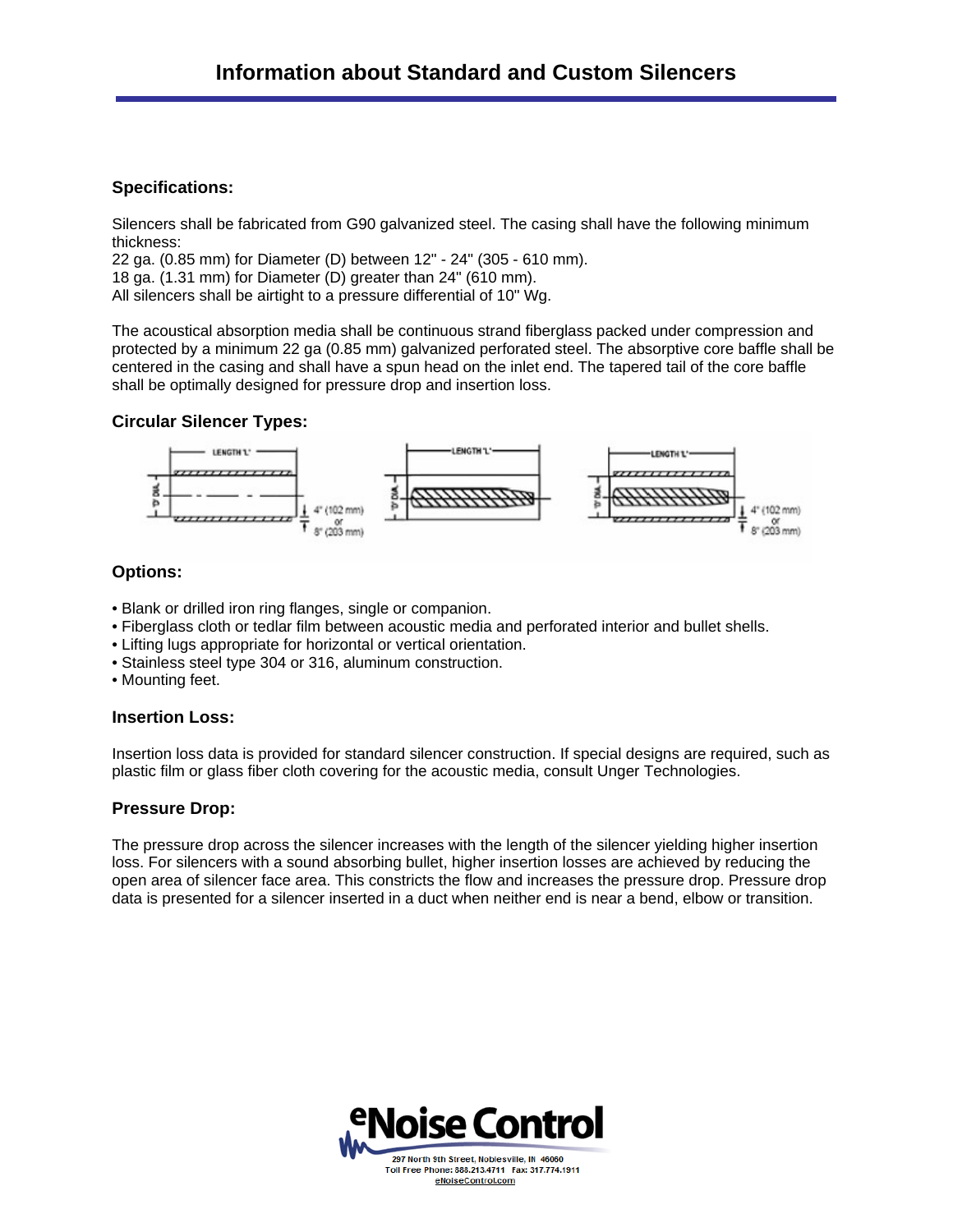# Information about Standard and Custom Silencers

## Specifications:

Silencers shall be fabricated from G90 galvanized steel. The casing shall have the following minimum thickness:
22 ga. (0.85 mm) for Diameter (D) between 12" - 24" (305 - 610 mm).
18 ga. (1.31 mm) for Diameter (D) greater than 24" (610 mm).
All silencers shall be airtight to a pressure differential of 10" Wg.

The acoustical absorption media shall be continuous strand fiberglass packed under compression and protected by a minimum 22 ga (0.85 mm) galvanized perforated steel. The absorptive core baffle shall be centered in the casing and shall have a spun head on the inlet end. The tapered tail of the core baffle shall be optimally designed for pressure drop and insertion loss.

## Circular Silencer Types:

LENGTH 'L'
'D' DIA.
4" (102 mm)
or
8" (203 mm)

LENGTH 'L'
'D' DIA.

LENGTH 'L'
'D' DIA.
4" (102 mm)
or
8" (203 mm)

## Options:

- Blank or drilled iron ring flanges, single or companion.
- Fiberglass cloth or tedlar film between acoustic media and perforated interior and bullet shells.
- Lifting lugs appropriate for horizontal or vertical orientation.
- Stainless steel type 304 or 316, aluminum construction.
- Mounting feet.

## Insertion Loss:

Insertion loss data is provided for standard silencer construction. If special designs are required, such as plastic film or glass fiber cloth covering for the acoustic media, consult Unger Technologies.

## Pressure Drop:

The pressure drop across the silencer increases with the length of the silencer yielding higher insertion loss. For silencers with a sound absorbing bullet, higher insertion losses are achieved by reducing the open area of silencer face area. This constricts the flow and increases the pressure drop. Pressure drop data is presented for a silencer inserted in a duct when neither end is near a bend, elbow or transition.

eNoise Control
297 North 9th Street, Noblesville, IN 46060
Toll Free Phone: 888.213.4711 Fax: 317.774.1911
eNoiseControl.com